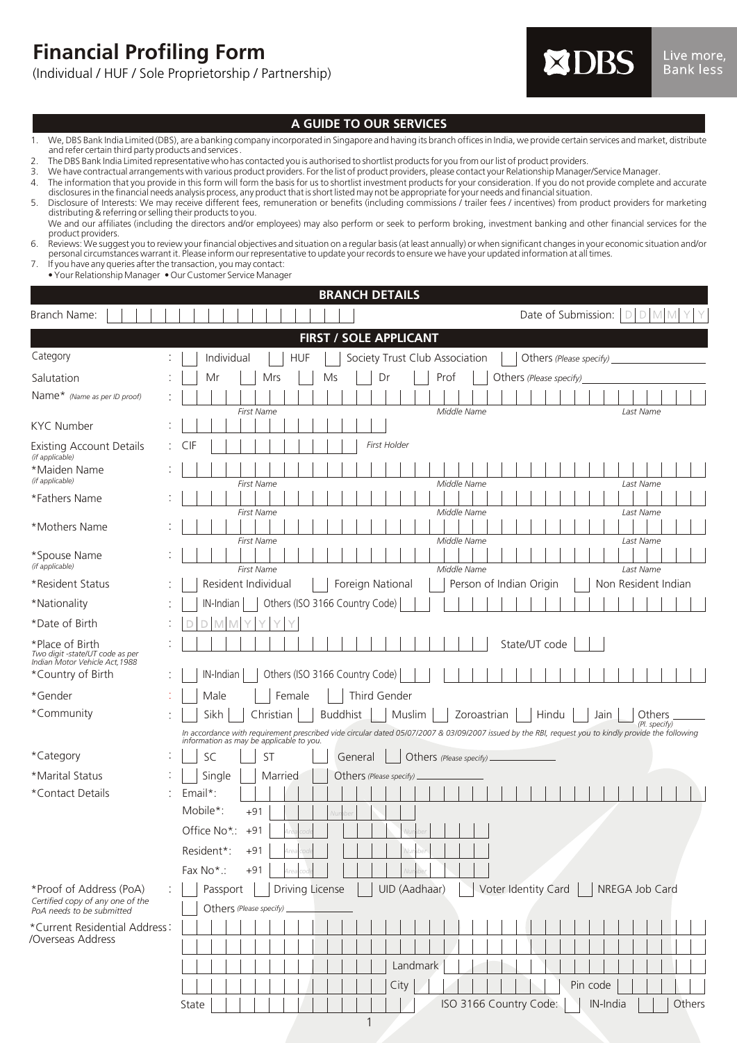# Financial Profiling Form

(Individual / HUF / Sole Proprietorship / Partnership)

DBS Live more, Bank less

## A GUIDE TO OUR SERVICES

1. We, DBS Bank India Limited (DBS), are a banking company incorporated in Singapore and having its branch offices in India, we provide certain services and market, distribute and refer certain third party products and services .
2. The DBS Bank India Limited representative who has contacted you is authorised to shortlist products for you from our list of product providers.
3. We have contractual arrangements with various product providers. For the list of product providers, please contact your Relationship Manager/Service Manager.
4. The information that you provide in this form will form the basis for us to shortlist investment products for your consideration. If you do not provide complete and accurate disclosures in the financial needs analysis process, any product that is short listed may not be appropriate for your needs and financial situation.
5. Disclosure of Interests: We may receive different fees, remuneration or benefits (including commissions / trailer fees / incentives) from product providers for marketing distributing & referring or selling their products to you.
   We and our affiliates (including the directors and/or employees) may also perform or seek to perform broking, investment banking and other financial services for the product providers.
6. Reviews: We suggest you to review your financial objectives and situation on a regular basis (at least annually) or when significant changes in your economic situation and/or personal circumstances warrant it. Please inform our representative to update your records to ensure we have your updated information at all times.
7. If you have any queries after the transaction, you may contact:
   - Your Relationship Manager
   - Our Customer Service Manager

## BRANCH DETAILS

Branch Name: ______________________ Date of Submission: D D M M Y Y

## FIRST / SOLE APPLICANT

Category : ☐ Individual ☐ HUF ☐ Society Trust Club Association ☐ Others *(Please specify)* ______

Salutation : ☐ Mr ☐ Mrs ☐ Ms ☐ Dr ☐ Prof ☐ Others *(Please specify)* ______

Name* *(Name as per ID proof)* : First Name ______ Middle Name ______ Last Name ______

KYC Number : ______

Existing Account Details *(if applicable)* : CIF ______ *First Holder*

*Maiden Name *(if applicable)* : First Name ______ Middle Name ______ Last Name ______

*Fathers Name : First Name ______ Middle Name ______ Last Name ______

*Mothers Name : First Name ______ Middle Name ______ Last Name ______

*Spouse Name *(if applicable)* : First Name ______ Middle Name ______ Last Name ______

*Resident Status : ☐ Resident Individual ☐ Foreign National ☐ Person of Indian Origin ☐ Non Resident Indian

*Nationality : ☐ IN-Indian ☐ Others (ISO 3166 Country Code) ______

*Date of Birth : D D M M Y Y Y Y

*Place of Birth *Two digit -state/UT code as per Indian Motor Vehicle Act,1988* : ______ State/UT code ______

*Country of Birth : ☐ IN-Indian ☐ Others (ISO 3166 Country Code) ______

*Gender : ☐ Male ☐ Female ☐ Third Gender

*Community : ☐ Sikh ☐ Christian ☐ Buddhist ☐ Muslim ☐ Zoroastrian ☐ Hindu ☐ Jain ☐ Others ______ *(Pl. specify)*

*In accordance with requirement prescribed vide circular dated 05/07/2007 & 03/09/2007 issued by the RBI, request you to kindly provide the following information as may be applicable to you.*

*Category : ☐ SC ☐ ST ☐ General ☐ Others *(Please specify)* ______

*Marital Status : ☐ Single ☐ Married ☐ Others *(Please specify)* ______

*Contact Details : Email*: ______

Mobile*: +91 ______ *Number*

Office No*: +91 ______ *Area code* ______ *Number*

Resident*: +91 ______ *Area code* ______ *Number*

Fax No*.: +91 ______ *Area code* ______ *Number*

*Proof of Address (PoA) *Certified copy of any one of the PoA needs to be submitted* : ☐ Passport ☐ Driving License ☐ UID (Aadhaar) ☐ Voter Identity Card ☐ NREGA Job Card ☐ Others *(Please specify)* ______

*Current Residential Address/Overseas Address : ______

Landmark ______

City ______ Pin code ______

State ______ ISO 3166 Country Code: ☐ IN-India ☐ Others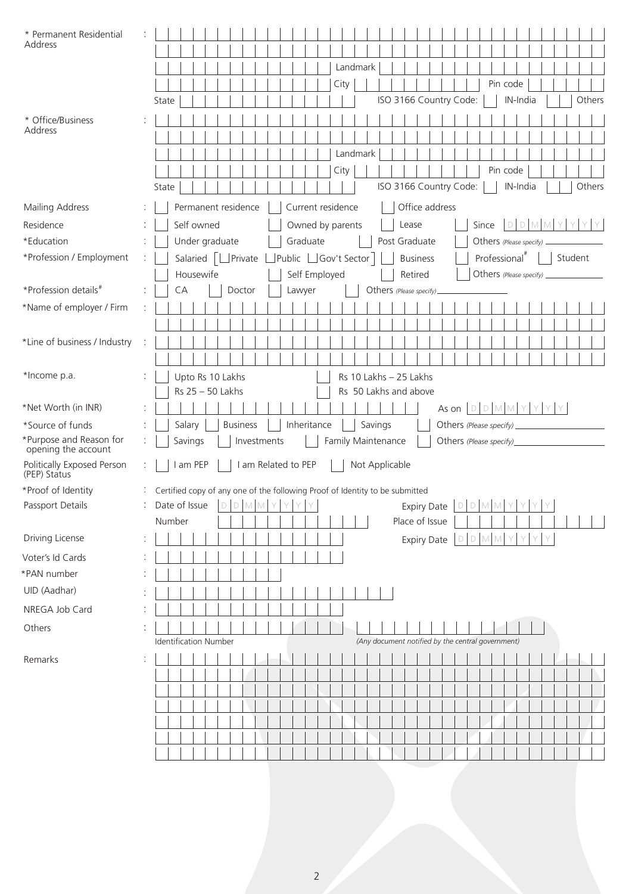\* Permanent Residential Address :

Landmark

City Pin code

State ISO 3166 Country Code: IN-India Others

\* Office/Business Address :

Landmark

City Pin code

State ISO 3166 Country Code: IN-India Others

Mailing Address : Permanent residence | Current residence | Office address

Residence : Self owned | Owned by parents | Lease | Since D D M M Y Y Y Y

\*Education : Under graduate | Graduate | Post Graduate | Others (Please specify) ____________

\*Profession / Employment : Salaried [ Private | Public | Gov't Sector ] | Business | Professional# | Student | Housewife | Self Employed | Retired | Others (Please specify) ____________

\*Profession details# : CA | Doctor | Lawyer | Others (Please specify) ____________

\*Name of employer / Firm :

\*Line of business / Industry :

\*Income p.a. : Upto Rs 10 Lakhs | Rs 10 Lakhs – 25 Lakhs | Rs 25 – 50 Lakhs | Rs 50 Lakhs and above

\*Net Worth (in INR) : As on D D M M Y Y Y Y

\*Source of funds : Salary | Business | Inheritance | Savings | Others (Please specify) ____________

\*Purpose and Reason for opening the account : Savings | Investments | Family Maintenance | Others (Please specify) ____________

Politically Exposed Person (PEP) Status : I am PEP | I am Related to PEP | Not Applicable

\*Proof of Identity : Certified copy of any one of the following Proof of Identity to be submitted

Passport Details : Date of Issue D D M M Y Y Y Y | Expiry Date D D M M Y Y Y Y
Number | Place of Issue

Driving License : | Expiry Date D D M M Y Y Y Y

Voter's Id Cards :

\*PAN number :

UID (Aadhar) :

NREGA Job Card :

Others :

Identification Number | (Any document notified by the central government)

Remarks :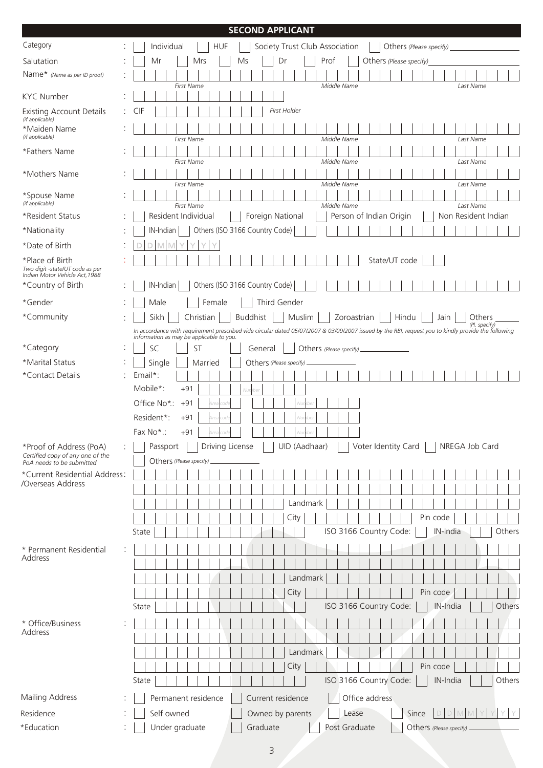## SECOND APPLICANT

| Field | | Details |
|---|---|---|
| Category | : | Individual / HUF / Society Trust Club Association / Others *(Please specify)* ________ |
| Salutation | : | Mr / Mrs / Ms / Dr / Prof / Others *(Please specify)* ________ |
| Name* *(Name as per ID proof)* | : | First Name / Middle Name / Last Name |
| KYC Number | : | |
| Existing Account Details *(if applicable)* | : | CIF ________ *First Holder* |
| *Maiden Name *(if applicable)* | : | First Name / Middle Name / Last Name |
| *Fathers Name | : | First Name / Middle Name / Last Name |
| *Mothers Name | : | First Name / Middle Name / Last Name |
| *Spouse Name *(if applicable)* | : | First Name / Middle Name / Last Name |
| *Resident Status | : | Resident Individual / Foreign National / Person of Indian Origin / Non Resident Indian |
| *Nationality | : | IN-Indian / Others (ISO 3166 Country Code) ________ |
| *Date of Birth | : | D D M M Y Y Y Y |
| *Place of Birth *Two digit -state/UT code as per Indian Motor Vehicle Act,1988* | : | ________ State/UT code ________ |
| *Country of Birth | : | IN-Indian / Others (ISO 3166 Country Code) ________ |
| *Gender | : | Male / Female / Third Gender |
| *Community | : | Sikh / Christian / Buddhist / Muslim / Zoroastrian / Hindu / Jain / Others ________ *(Pl. specify)* |

*In accordance with requirement prescribed vide circular dated 05/07/2007 & 03/09/2007 issued by the RBI, request you to kindly provide the following information as may be applicable to you.*

| Field | | Details |
|---|---|---|
| *Category | : | SC / ST / General / Others *(Please specify)* ________ |
| *Marital Status | : | Single / Married / Others *(Please specify)* ________ |
| *Contact Details | : | Email*: ________ |
| | | Mobile*: +91 ________ Number |
| | | Office No*.: +91 ________ Area code ________ Number |
| | | Resident*: +91 ________ Area code ________ Number |
| | | Fax No*.: +91 ________ Area code ________ Number |
| *Proof of Address (PoA) *Certified copy of any one of the PoA needs to be submitted* | : | Passport / Driving License / UID (Aadhaar) / Voter Identity Card / NREGA Job Card / Others *(Please specify)* ________ |
| *Current Residential Address: /Overseas Address | : | ________ Landmark ________ City ________ Pin code ________ State ________ ISO 3166 Country Code: IN-India / Others |
| * Permanent Residential Address | : | ________ Landmark ________ City ________ Pin code ________ State ________ ISO 3166 Country Code: IN-India / Others |
| * Office/Business Address | : | ________ Landmark ________ City ________ Pin code ________ State ________ ISO 3166 Country Code: IN-India / Others |
| Mailing Address | : | Permanent residence / Current residence / Office address |
| Residence | : | Self owned / Owned by parents / Lease / Since D D M M Y Y Y Y |
| *Education | : | Under graduate / Graduate / Post Graduate / Others *(Please specify)* ________ |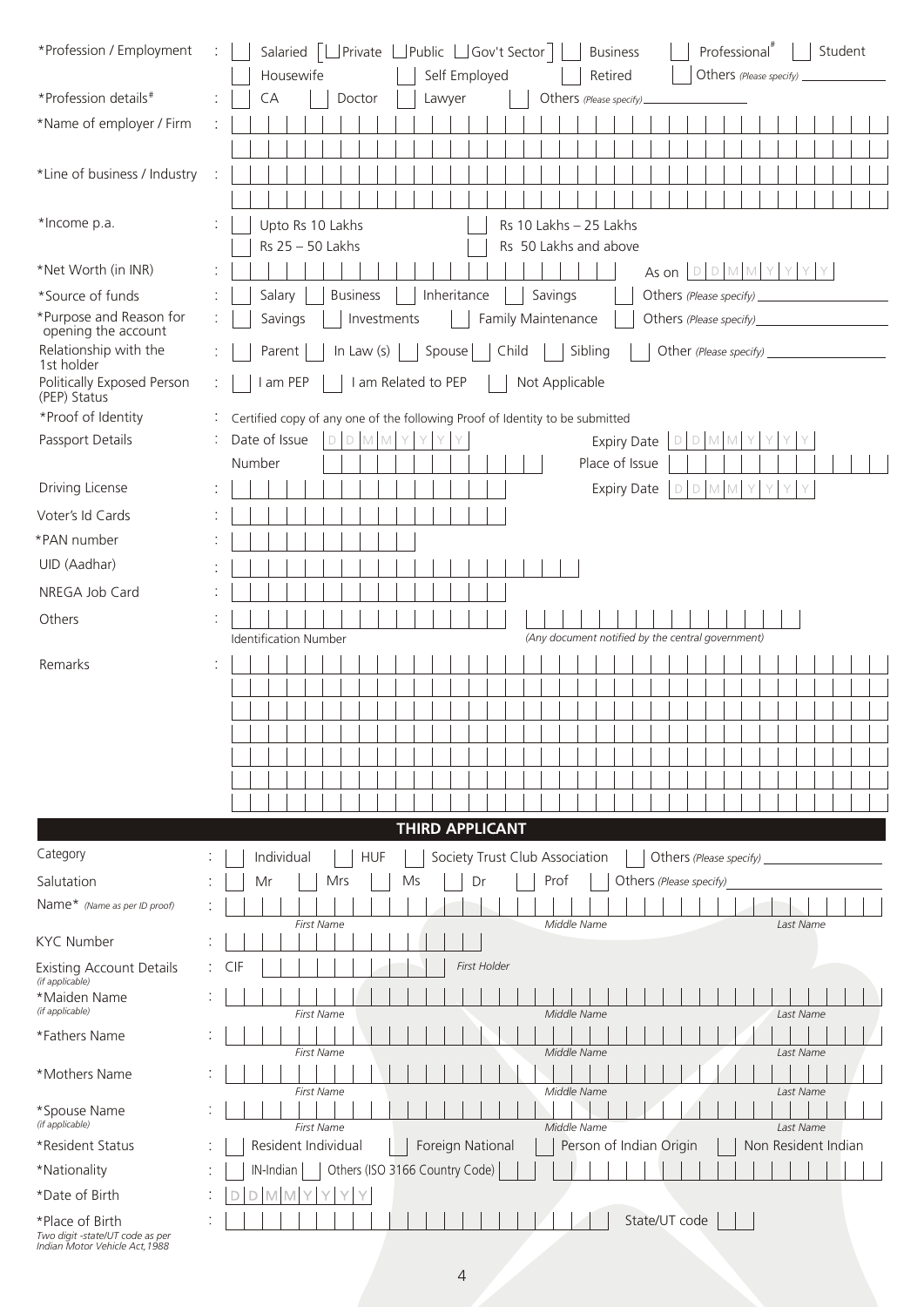*Profession / Employment : Salaried [ Private Public Gov't Sector ] Business Professional[#] Student
Housewife Self Employed Retired Others *(Please specify)* ____________

*Profession details[#] : CA Doctor Lawyer Others *(Please specify)* ____________

*Name of employer / Firm :

*Line of business / Industry :

*Income p.a. : Upto Rs 10 Lakhs Rs 10 Lakhs – 25 Lakhs
Rs 25 – 50 Lakhs Rs 50 Lakhs and above

*Net Worth (in INR) : As on D D M M Y Y Y Y

*Source of funds : Salary Business Inheritance Savings Others *(Please specify)* ____________

*Purpose and Reason for opening the account : Savings Investments Family Maintenance Others *(Please specify)* ____________

Relationship with the 1st holder : Parent In Law (s) Spouse Child Sibling Other *(Please specify)* ____________

Politically Exposed Person (PEP) Status : I am PEP I am Related to PEP Not Applicable

*Proof of Identity : Certified copy of any one of the following Proof of Identity to be submitted

Passport Details : Date of Issue D D M M Y Y Y Y Expiry Date D D M M Y Y Y Y
Number Place of Issue

Driving License : Expiry Date D D M M Y Y Y Y

Voter's Id Cards :

*PAN number :

UID (Aadhar) :

NREGA Job Card :

Others :
Identification Number *(Any document notified by the central government)*

Remarks :

## THIRD APPLICANT

Category : Individual HUF Society Trust Club Association Others *(Please specify)* ____________

Salutation : Mr Mrs Ms Dr Prof Others *(Please specify)* ____________

Name* *(Name as per ID proof)* :
*First Name* *Middle Name* *Last Name*

KYC Number :

Existing Account Details *(if applicable)* : CIF *First Holder*

*Maiden Name *(if applicable)* :
*First Name* *Middle Name* *Last Name*

*Fathers Name :
*First Name* *Middle Name* *Last Name*

*Mothers Name :
*First Name* *Middle Name* *Last Name*

*Spouse Name *(if applicable)* :
*First Name* *Middle Name* *Last Name*

*Resident Status : Resident Individual Foreign National Person of Indian Origin Non Resident Indian

*Nationality : IN-Indian Others (ISO 3166 Country Code)

*Date of Birth : D D M M Y Y Y Y

*Place of Birth *Two digit -state/UT code as per Indian Motor Vehicle Act,1988* : State/UT code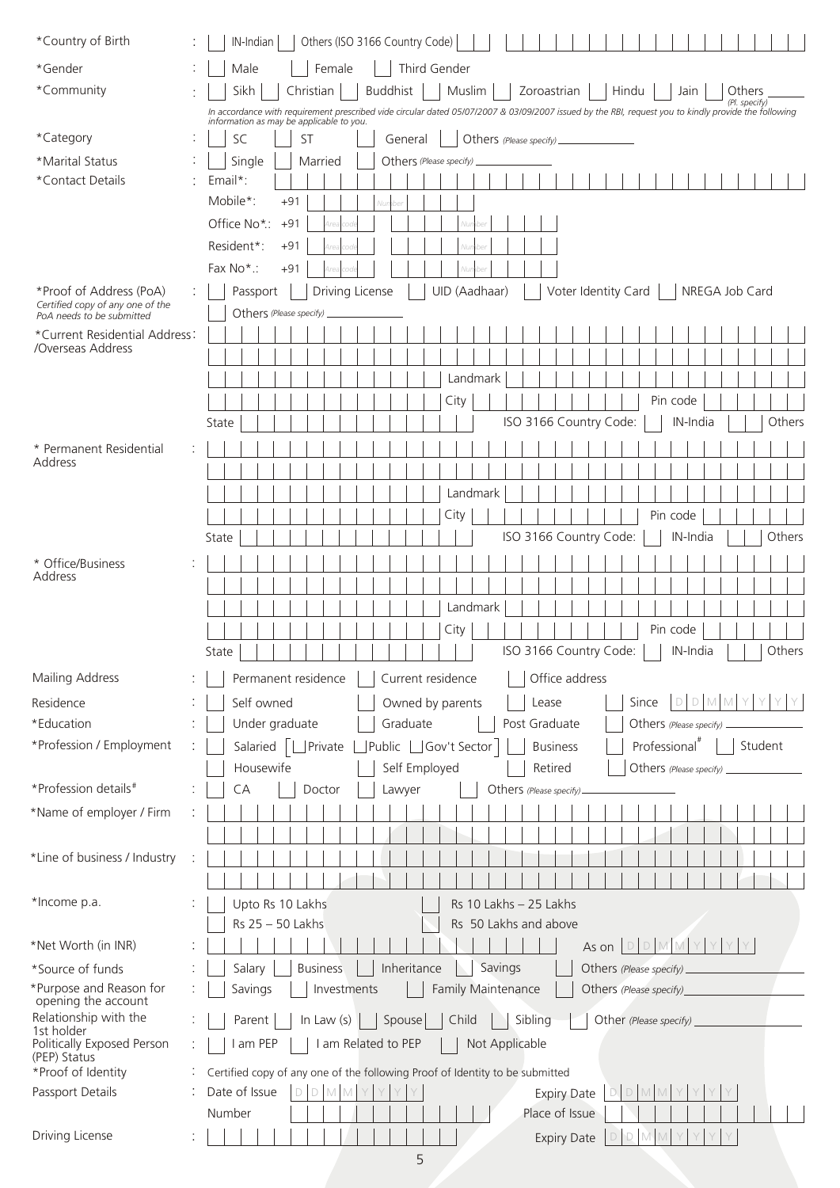*Country of Birth : [ ] IN-Indian [ ] Others (ISO 3166 Country Code)

*Gender : [ ] Male [ ] Female [ ] Third Gender

*Community : [ ] Sikh [ ] Christian [ ] Buddhist [ ] Muslim [ ] Zoroastrian [ ] Hindu [ ] Jain [ ] Others ______ (Pl. specify)

*In accordance with requirement prescribed vide circular dated 05/07/2007 & 03/09/2007 issued by the RBI, request you to kindly provide the following information as may be applicable to you.*

*Category : [ ] SC [ ] ST [ ] General [ ] Others *(Please specify)* ______

*Marital Status : [ ] Single [ ] Married [ ] Others *(Please specify)* ______

*Contact Details : Email*:

Mobile*: +91 Number

Office No*.: +91 Areacode Number

Resident*: +91 Areacode Number

Fax No*.: +91 Areacode Number

*Proof of Address (PoA) : [ ] Passport [ ] Driving License [ ] UID (Aadhaar) [ ] Voter Identity Card [ ] NREGA Job Card

*Certified copy of any one of the PoA needs to be submitted*

[ ] Others *(Please specify)* ______

*Current Residential Address: /Overseas Address

Landmark

City Pin code

State ISO 3166 Country Code: [ ] IN-India [ ] Others

* Permanent Residential Address :

Landmark

City Pin code

State ISO 3166 Country Code: [ ] IN-India [ ] Others

* Office/Business Address :

Landmark

City Pin code

State ISO 3166 Country Code: [ ] IN-India [ ] Others

Mailing Address : [ ] Permanent residence [ ] Current residence [ ] Office address

Residence : [ ] Self owned [ ] Owned by parents [ ] Lease [ ] Since D D M M Y Y Y Y

*Education : [ ] Under graduate [ ] Graduate [ ] Post Graduate [ ] Others *(Please specify)* ______

*Profession / Employment : [ ] Salaried [ [ ] Private [ ] Public [ ] Gov't Sector ] [ ] Business [ ] Professional# [ ] Student

[ ] Housewife [ ] Self Employed [ ] Retired [ ] Others *(Please specify)* ______

*Profession details# : [ ] CA [ ] Doctor [ ] Lawyer [ ] Others *(Please specify)* ______

*Name of employer / Firm :

*Line of business / Industry :

*Income p.a. : [ ] Upto Rs 10 Lakhs [ ] Rs 10 Lakhs – 25 Lakhs

[ ] Rs 25 – 50 Lakhs [ ] Rs 50 Lakhs and above

*Net Worth (in INR) : As on D D M M Y Y Y Y

*Source of funds : [ ] Salary [ ] Business [ ] Inheritance [ ] Savings [ ] Others *(Please specify)* ______

*Purpose and Reason for opening the account : [ ] Savings [ ] Investments [ ] Family Maintenance [ ] Others *(Please specify)* ______

Relationship with the 1st holder : [ ] Parent [ ] In Law (s) [ ] Spouse [ ] Child [ ] Sibling [ ] Other *(Please specify)* ______

Politically Exposed Person (PEP) Status : [ ] I am PEP [ ] I am Related to PEP [ ] Not Applicable

*Proof of Identity : Certified copy of any one of the following Proof of Identity to be submitted

Passport Details : Date of Issue D D M M Y Y Y Y Expiry Date D D M M Y Y Y Y

Number Place of Issue

Driving License : Expiry Date D D M M Y Y Y Y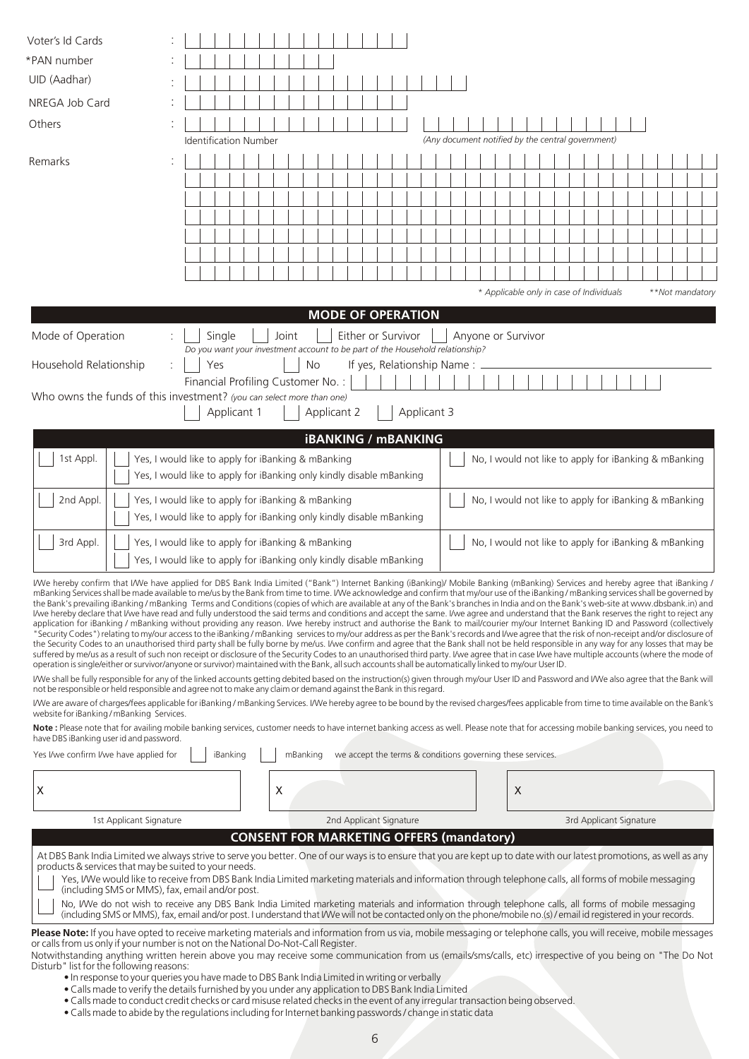Voter's Id Cards :

*PAN number :

UID (Aadhar) :

NREGA Job Card :

Others :

Identification Number

*(Any document notified by the central government)*

Remarks :

*\* Applicable only in case of Individuals* *\*\*Not mandatory*

## MODE OF OPERATION

Mode of Operation : ☐ Single ☐ Joint ☐ Either or Survivor ☐ Anyone or Survivor

*Do you want your investment account to be part of the Household relationship?*

Household Relationship : ☐ Yes ☐ No If yes, Relationship Name : ______________________

Financial Profiling Customer No. :

Who owns the funds of this investment? *(you can select more than one)*

☐ Applicant 1 ☐ Applicant 2 ☐ Applicant 3

## iBANKING / mBANKING

| | | |
|---|---|---|
| ☐ 1st Appl. | ☐ Yes, I would like to apply for iBanking & mBanking<br>☐ Yes, I would like to apply for iBanking only kindly disable mBanking | ☐ No, I would not like to apply for iBanking & mBanking |
| ☐ 2nd Appl. | ☐ Yes, I would like to apply for iBanking & mBanking<br>☐ Yes, I would like to apply for iBanking only kindly disable mBanking | ☐ No, I would not like to apply for iBanking & mBanking |
| ☐ 3rd Appl. | ☐ Yes, I would like to apply for iBanking & mBanking<br>☐ Yes, I would like to apply for iBanking only kindly disable mBanking | ☐ No, I would not like to apply for iBanking & mBanking |

I/We hereby confirm that I/We have applied for DBS Bank India Limited ("Bank") Internet Banking (iBanking)/ Mobile Banking (mBanking) Services and hereby agree that iBanking / mBanking Services shall be made available to me/us by the Bank from time to time. I/We acknowledge and confirm that my/our use of the iBanking / mBanking services shall be governed by the Bank's prevailing iBanking / mBanking Terms and Conditions (copies of which are available at any of the Bank's branches in India and on the Bank's web-site at www.dbsbank.in) and I/we hereby declare that I/we have read and fully understood the said terms and conditions and accept the same. I/we agree and understand that the Bank reserves the right to reject any application for iBanking / mBanking without providing any reason. I/we hereby instruct and authorise the Bank to mail/courier my/our Internet Banking ID and Password (collectively "Security Codes") relating to my/our access to the iBanking / mBanking services to my/our address as per the Bank's records and I/we agree that the risk of non-receipt and/or disclosure of the Security Codes to an unauthorised third party shall be fully borne by me/us. I/we confirm and agree that the Bank shall not be held responsible in any way for any losses that may be suffered by me/us as a result of such non receipt or disclosure of the Security Codes to an unauthorised third party. I/we agree that in case I/we have multiple accounts (where the mode of operation is single/either or survivor/anyone or survivor) maintained with the Bank, all such accounts shall be automatically linked to my/our User ID.

I/We shall be fully responsible for any of the linked accounts getting debited based on the instruction(s) given through my/our User ID and Password and I/We also agree that the Bank will not be responsible or held responsible and agree not to make any claim or demand against the Bank in this regard.

I/We are aware of charges/fees applicable for iBanking / mBanking Services. I/We hereby agree to be bound by the revised charges/fees applicable from time to time available on the Bank's website for iBanking / mBanking Services.

**Note :** Please note that for availing mobile banking services, customer needs to have internet banking access as well. Please note that for accessing mobile banking services, you need to have DBS iBanking user id and password.

Yes I/we confirm I/we have applied for ☐ iBanking ☐ mBanking we accept the terms & conditions governing these services.

| X | X | X |
|---|---|---|
| 1st Applicant Signature | 2nd Applicant Signature | 3rd Applicant Signature |

## CONSENT FOR MARKETING OFFERS (mandatory)

At DBS Bank India Limited we always strive to serve you better. One of our ways is to ensure that you are kept up to date with our latest promotions, as well as any products & services that may be suited to your needs.

☐ Yes, I/We would like to receive from DBS Bank India Limited marketing materials and information through telephone calls, all forms of mobile messaging (including SMS or MMS), fax, email and/or post.

☐ No, I/We do not wish to receive any DBS Bank India Limited marketing materials and information through telephone calls, all forms of mobile messaging (including SMS or MMS), fax, email and/or post. I understand that I/We will not be contacted only on the phone/mobile no.(s) / email id registered in your records.

**Please Note:** If you have opted to receive marketing materials and information from us via, mobile messaging or telephone calls, you will receive, mobile messages or calls from us only if your number is not on the National Do-Not-Call Register.

Notwithstanding anything written herein above you may receive some communication from us (emails/sms/calls, etc) irrespective of you being on "The Do Not Disturb" list for the following reasons:

- In response to your queries you have made to DBS Bank India Limited in writing or verbally
- Calls made to verify the details furnished by you under any application to DBS Bank India Limited
- Calls made to conduct credit checks or card misuse related checks in the event of any irregular transaction being observed.
- Calls made to abide by the regulations including for Internet banking passwords / change in static data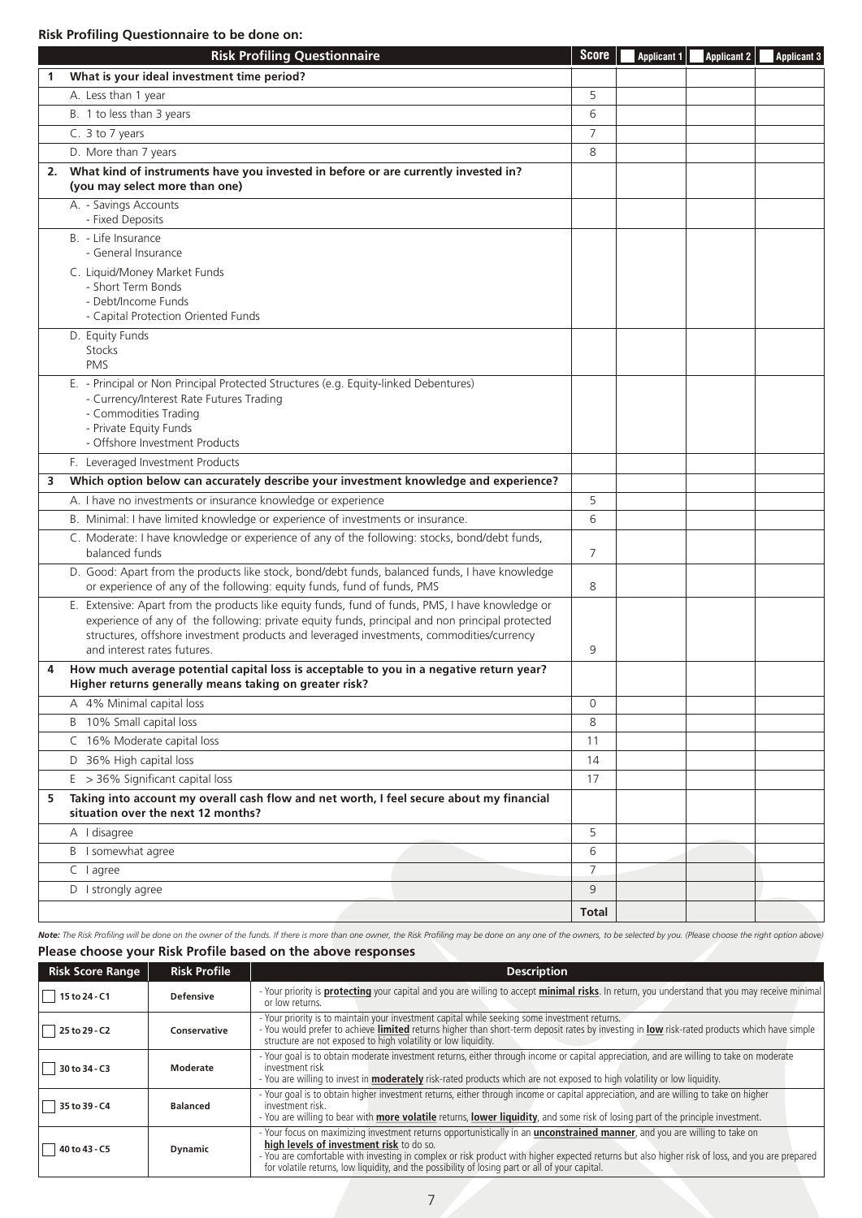**Risk Profiling Questionnaire to be done on:**

| | Risk Profiling Questionnaire | Score | Applicant 1 | Applicant 2 | Applicant 3 |
|---|---|---|---|---|---|
| 1 | **What is your ideal investment time period?** | | | | |
| | A. Less than 1 year | 5 | | | |
| | B. 1 to less than 3 years | 6 | | | |
| | C. 3 to 7 years | 7 | | | |
| | D. More than 7 years | 8 | | | |
| 2. | **What kind of instruments have you invested in before or are currently invested in? (you may select more than one)** | | | | |
| | A. - Savings Accounts<br>- Fixed Deposits | | | | |
| | B. - Life Insurance<br>- General Insurance | | | | |
| | C. Liquid/Money Market Funds<br>- Short Term Bonds<br>- Debt/Income Funds<br>- Capital Protection Oriented Funds | | | | |
| | D. Equity Funds<br>Stocks<br>PMS | | | | |
| | E. - Principal or Non Principal Protected Structures (e.g. Equity-linked Debentures)<br>- Currency/Interest Rate Futures Trading<br>- Commodities Trading<br>- Private Equity Funds<br>- Offshore Investment Products | | | | |
| | F. Leveraged Investment Products | | | | |
| 3 | **Which option below can accurately describe your investment knowledge and experience?** | | | | |
| | A. I have no investments or insurance knowledge or experience | 5 | | | |
| | B. Minimal: I have limited knowledge or experience of investments or insurance. | 6 | | | |
| | C. Moderate: I have knowledge or experience of any of the following: stocks, bond/debt funds, balanced funds | 7 | | | |
| | D. Good: Apart from the products like stock, bond/debt funds, balanced funds, I have knowledge or experience of any of the following: equity funds, fund of funds, PMS | 8 | | | |
| | E. Extensive: Apart from the products like equity funds, fund of funds, PMS, I have knowledge or experience of any of the following: private equity funds, principal and non principal protected structures, offshore investment products and leveraged investments, commodities/currency and interest rates futures. | 9 | | | |
| 4 | **How much average potential capital loss is acceptable to you in a negative return year? Higher returns generally means taking on greater risk?** | | | | |
| | A 4% Minimal capital loss | 0 | | | |
| | B 10% Small capital loss | 8 | | | |
| | C 16% Moderate capital loss | 11 | | | |
| | D 36% High capital loss | 14 | | | |
| | E > 36% Significant capital loss | 17 | | | |
| 5 | **Taking into account my overall cash flow and net worth, I feel secure about my financial situation over the next 12 months?** | | | | |
| | A I disagree | 5 | | | |
| | B I somewhat agree | 6 | | | |
| | C I agree | 7 | | | |
| | D I strongly agree | 9 | | | |
| | | **Total** | | | |

***Note:*** *The Risk Profiling will be done on the owner of the funds. If there is more than one owner, the Risk Profiling may be done on any one of the owners, to be selected by you. (Please choose the right option above)*

**Please choose your Risk Profile based on the above responses**

| Risk Score Range | Risk Profile | Description |
|---|---|---|
| ☐ 15 to 24 - C1 | **Defensive** | - Your priority is **protecting** your capital and you are willing to accept **minimal risks**. In return, you understand that you may receive minimal or low returns. |
| ☐ 25 to 29 - C2 | **Conservative** | - Your priority is to maintain your investment capital while seeking some investment returns.<br>- You would prefer to achieve **limited** returns higher than short-term deposit rates by investing in **low** risk-rated products which have simple structure are not exposed to high volatility or low liquidity. |
| ☐ 30 to 34 - C3 | **Moderate** | - Your goal is to obtain moderate investment returns, either through income or capital appreciation, and are willing to take on moderate investment risk<br>- You are willing to invest in **moderately** risk-rated products which are not exposed to high volatility or low liquidity. |
| ☐ 35 to 39 - C4 | **Balanced** | - Your goal is to obtain higher investment returns, either through income or capital appreciation, and are willing to take on higher investment risk.<br>- You are willing to bear with **more volatile** returns, **lower liquidity**, and some risk of losing part of the principle investment. |
| ☐ 40 to 43 - C5 | **Dynamic** | - Your focus on maximizing investment returns opportunistically in an **unconstrained manner**, and you are willing to take on **high levels of investment risk** to do so.<br>- You are comfortable with investing in complex or risk product with higher expected returns but also higher risk of loss, and you are prepared for volatile returns, low liquidity, and the possibility of losing part or all of your capital. |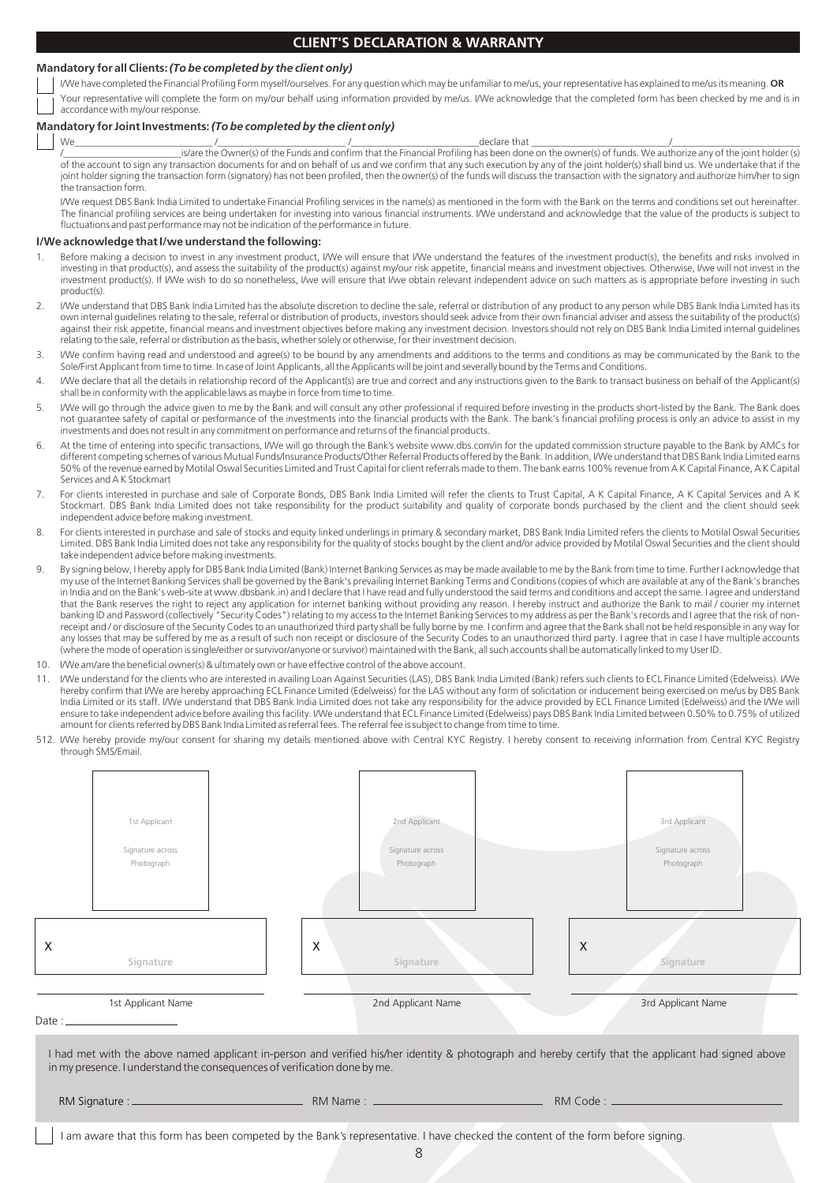## CLIENT'S DECLARATION & WARRANTY

**Mandatory for all Clients:** ***(To be completed by the client only)***

☐ I/We have completed the Financial Profiling Form myself/ourselves. For any question which may be unfamiliar to me/us, your representative has explained to me/us its meaning. **OR**

☐ Your representative will complete the form on my/our behalf using information provided by me/us. I/We acknowledge that the completed form has been checked by me and is in accordance with my/our response.

**Mandatory for Joint Investments:** ***(To be completed by the client only)***

☐ We\_\_\_\_\_\_\_\_\_\_\_\_\_\_\_\_\_\_\_\_ /\_\_\_\_\_\_\_\_\_\_\_\_\_\_\_\_\_\_\_\_ /\_\_\_\_\_\_\_\_\_\_\_\_\_\_\_\_\_\_\_\_ declare that \_\_\_\_\_\_\_\_\_\_\_\_\_\_\_\_\_\_\_\_ /\_\_\_\_\_\_\_\_\_\_\_\_\_\_\_\_\_\_\_\_ /\_\_\_\_\_\_\_\_\_\_\_\_\_\_\_\_\_\_\_\_ is/are the Owner(s) of the Funds and confirm that the Financial Profiling has been done on the owner(s) of funds. We authorize any of the joint holder (s) of the account to sign any transaction documents for and on behalf of us and we confirm that any such execution by any of the joint holder(s) shall bind us. We undertake that if the joint holder signing the transaction form (signatory) has not been profiled, then the owner(s) of the funds will discuss the transaction with the signatory and authorize him/her to sign the transaction form.

I/We request DBS Bank India Limited to undertake Financial Profiling services in the name(s) as mentioned in the form with the Bank on the terms and conditions set out hereinafter. The financial profiling services are being undertaken for investing into various financial instruments. I/We understand and acknowledge that the value of the products is subject to fluctuations and past performance may not be indication of the performance in future.

### I/We acknowledge that I/we understand the following:

1. Before making a decision to invest in any investment product, I/We will ensure that I/We understand the features of the investment product(s), the benefits and risks involved in investing in that product(s), and assess the suitability of the product(s) against my/our risk appetite, financial means and investment objectives. Otherwise, I/we will not invest in the investment product(s). If I/We wish to do so nonetheless, I/we will ensure that I/we obtain relevant independent advice on such matters as is appropriate before investing in such product(s).
2. I/We understand that DBS Bank India Limited has the absolute discretion to decline the sale, referral or distribution of any product to any person while DBS Bank India Limited has its own internal guidelines relating to the sale, referral or distribution of products, investors should seek advice from their own financial adviser and assess the suitability of the product(s) against their risk appetite, financial means and investment objectives before making any investment decision. Investors should not rely on DBS Bank India Limited internal guidelines relating to the sale, referral or distribution as the basis, whether solely or otherwise, for their investment decision.
3. I/We confirm having read and understood and agree(s) to be bound by any amendments and additions to the terms and conditions as may be communicated by the Bank to the Sole/First Applicant from time to time. In case of Joint Applicants, all the Applicants will be joint and severally bound by the Terms and Conditions.
4. I/We declare that all the details in relationship record of the Applicant(s) are true and correct and any instructions given to the Bank to transact business on behalf of the Applicant(s) shall be in conformity with the applicable laws as maybe in force from time to time.
5. I/We will go through the advice given to me by the Bank and will consult any other professional if required before investing in the products short-listed by the Bank. The Bank does not guarantee safety of capital or performance of the investments into the financial products with the Bank. The bank's financial profiling process is only an advice to assist in my investments and does not result in any commitment on performance and returns of the financial products.
6. At the time of entering into specific transactions, I/We will go through the Bank's website www.dbs.com/in for the updated commission structure payable to the Bank by AMCs for different competing schemes of various Mutual Funds/Insurance Products/Other Referral Products offered by the Bank. In addition, I/We understand that DBS Bank India Limited earns 50% of the revenue earned by Motilal Oswal Securities Limited and Trust Capital for client referrals made to them. The bank earns 100% revenue from A K Capital Finance, A K Capital Services and A K Stockmart
7. For clients interested in purchase and sale of Corporate Bonds, DBS Bank India Limited will refer the clients to Trust Capital, A K Capital Finance, A K Capital Services and A K Stockmart. DBS Bank India Limited does not take responsibility for the product suitability and quality of corporate bonds purchased by the client and the client should seek independent advice before making investment.
8. For clients interested in purchase and sale of stocks and equity linked underlings in primary & secondary market, DBS Bank India Limited refers the clients to Motilal Oswal Securities Limited. DBS Bank India Limited does not take any responsibility for the quality of stocks bought by the client and/or advice provided by Motilal Oswal Securities and the client should take independent advice before making investments.
9. By signing below, I hereby apply for DBS Bank India Limited (Bank) Internet Banking Services as may be made available to me by the Bank from time to time. Further I acknowledge that my use of the Internet Banking Services shall be governed by the Bank's prevailing Internet Banking Terms and Conditions (copies of which are available at any of the Bank's branches in India and on the Bank's web-site at www.dbsbank.in) and I declare that I have read and fully understood the said terms and conditions and accept the same. I agree and understand that the Bank reserves the right to reject any application for internet banking without providing any reason. I hereby instruct and authorize the Bank to mail / courier my internet banking ID and Password (collectively "Security Codes") relating to my access to the Internet Banking Services to my address as per the Bank's records and I agree that the risk of non-receipt and / or disclosure of the Security Codes to an unauthorized third party shall be fully borne by me. I confirm and agree that the Bank shall not be held responsible in any way for any losses that may be suffered by me as a result of such non receipt or disclosure of the Security Codes to an unauthorized third party. I agree that in case I have multiple accounts (where the mode of operation is single/either or survivor/anyone or survivor) maintained with the Bank, all such accounts shall be automatically linked to my User ID.
10. I/We am/are the beneficial owner(s) & ultimately own or have effective control of the above account.
11. I/We understand for the clients who are interested in availing Loan Against Securities (LAS), DBS Bank India Limited (Bank) refers such clients to ECL Finance Limited (Edelweiss). I/We hereby confirm that I/We are hereby approaching ECL Finance Limited (Edelweiss) for the LAS without any form of solicitation or inducement being exercised on me/us by DBS Bank India Limited or its staff. I/We understand that DBS Bank India Limited does not take any responsibility for the advice provided by ECL Finance Limited (Edelweiss) and the I/We will ensure to take independent advice before availing this facility. I/We understand that ECL Finance Limited (Edelweiss) pays DBS Bank India Limited between 0.50% to 0.75% of utilized amount for clients referred by DBS Bank India Limited as referral fees. The referral fee is subject to change from time to time.

512. I/We hereby provide my/our consent for sharing my details mentioned above with Central KYC Registry. I hereby consent to receiving information from Central KYC Registry through SMS/Email.

| 1st Applicant<br>Signature across Photograph | 2nd Applicant<br>Signature across Photograph | 3rd Applicant<br>Signature across Photograph |
|---|---|---|
| X Signature | X Signature | X Signature |
| 1st Applicant Name | 2nd Applicant Name | 3rd Applicant Name |

Date : \_\_\_\_\_\_\_\_\_\_\_\_\_\_\_\_\_\_\_\_

I had met with the above named applicant in-person and verified his/her identity & photograph and hereby certify that the applicant had signed above in my presence. I understand the consequences of verification done by me.

RM Signature : \_\_\_\_\_\_\_\_\_\_\_\_\_\_\_\_\_\_\_\_ RM Name : \_\_\_\_\_\_\_\_\_\_\_\_\_\_\_\_\_\_\_\_ RM Code : \_\_\_\_\_\_\_\_\_\_\_\_\_\_\_\_\_\_\_\_

☐ I am aware that this form has been competed by the Bank's representative. I have checked the content of the form before signing.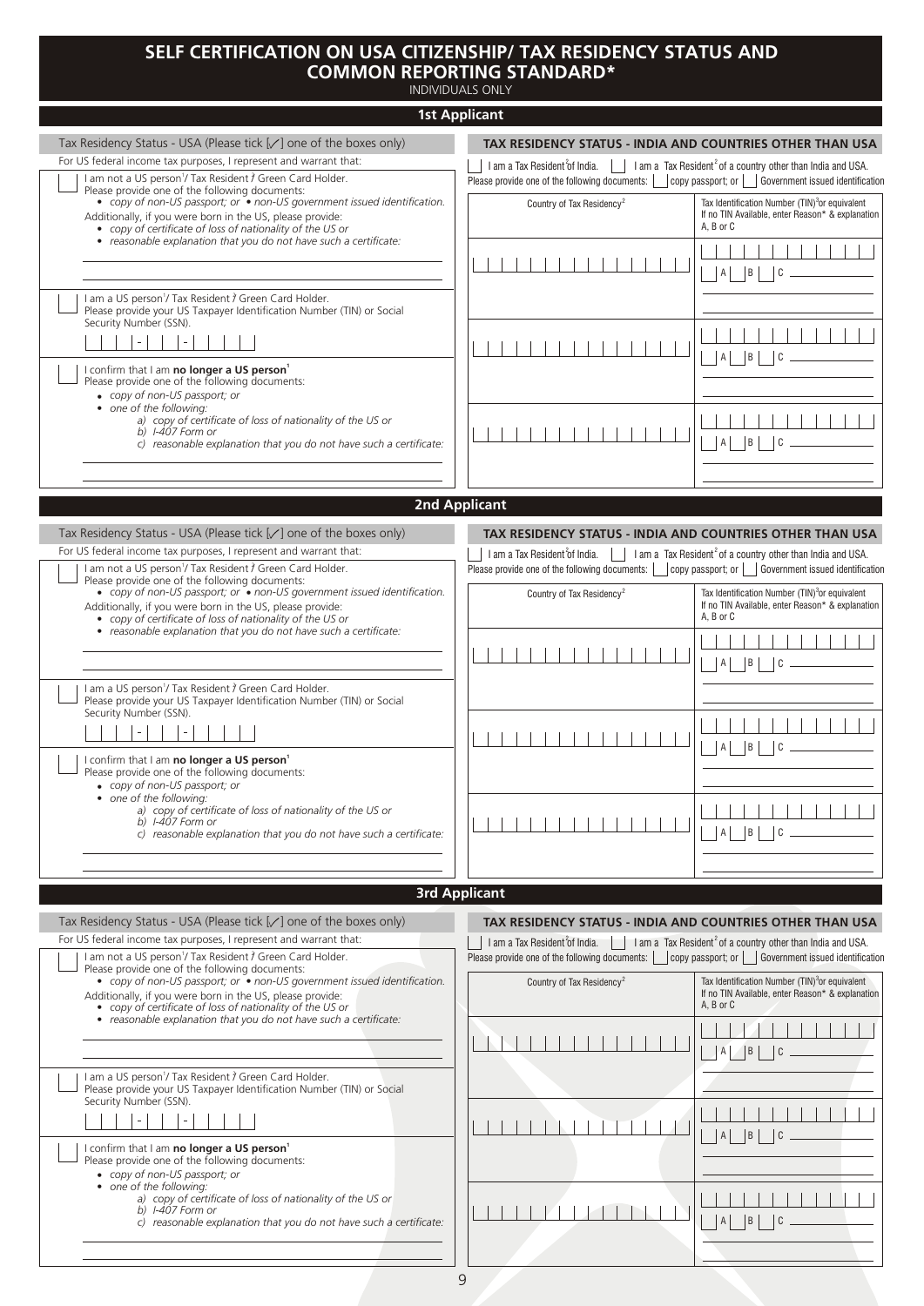# SELF CERTIFICATION ON USA CITIZENSHIP/ TAX RESIDENCY STATUS AND COMMON REPORTING STANDARD*

INDIVIDUALS ONLY

## 1st Applicant

### Tax Residency Status - USA (Please tick [✓] one of the boxes only)

For US federal income tax purposes, I represent and warrant that:

☐ I am not a US person[1]/ Tax Resident[1]/ Green Card Holder.
Please provide one of the following documents:
- *copy of non-US passport; or*
- *non-US government issued identification.*

Additionally, if you were born in the US, please provide:
- *copy of certificate of loss of nationality of the US or*
- *reasonable explanation that you do not have such a certificate:*

_______________________________________________

_______________________________________________

☐ I am a US person[1]/ Tax Resident[1]/ Green Card Holder.
Please provide your US Taxpayer Identification Number (TIN) or Social Security Number (SSN).

☐☐☐ - ☐☐ - ☐☐☐☐

☐ I confirm that I am **no longer a US person**[1]
Please provide one of the following documents:
- *copy of non-US passport; or*
- *one of the following:*
  - *a) copy of certificate of loss of nationality of the US or*
  - *b) I-407 Form or*
  - *c) reasonable explanation that you do not have such a certificate:*

_______________________________________________

_______________________________________________

### TAX RESIDENCY STATUS - INDIA AND COUNTRIES OTHER THAN USA

☐ I am a Tax Resident[2] of India. ☐ I am a Tax Resident[2] of a country other than India and USA.

Please provide one of the following documents: ☐ copy passport; or ☐ Government issued identification

| Country of Tax Residency[2] | Tax Identification Number (TIN)[3] or equivalent If no TIN Available, enter Reason* & explanation A, B or C |
|---|---|
| | ☐ A ☐ B ☐ C ________ |
| | ☐ A ☐ B ☐ C ________ |
| | ☐ A ☐ B ☐ C ________ |

## 2nd Applicant

### Tax Residency Status - USA (Please tick [✓] one of the boxes only)

For US federal income tax purposes, I represent and warrant that:

☐ I am not a US person[1]/ Tax Resident[1]/ Green Card Holder.
Please provide one of the following documents:
- *copy of non-US passport; or*
- *non-US government issued identification.*

Additionally, if you were born in the US, please provide:
- *copy of certificate of loss of nationality of the US or*
- *reasonable explanation that you do not have such a certificate:*

_______________________________________________

_______________________________________________

☐ I am a US person[1]/ Tax Resident[1]/ Green Card Holder.
Please provide your US Taxpayer Identification Number (TIN) or Social Security Number (SSN).

☐☐☐ - ☐☐ - ☐☐☐☐

☐ I confirm that I am **no longer a US person**[1]
Please provide one of the following documents:
- *copy of non-US passport; or*
- *one of the following:*
  - *a) copy of certificate of loss of nationality of the US or*
  - *b) I-407 Form or*
  - *c) reasonable explanation that you do not have such a certificate:*

_______________________________________________

_______________________________________________

### TAX RESIDENCY STATUS - INDIA AND COUNTRIES OTHER THAN USA

☐ I am a Tax Resident[2] of India. ☐ I am a Tax Resident[2] of a country other than India and USA.

Please provide one of the following documents: ☐ copy passport; or ☐ Government issued identification

| Country of Tax Residency[2] | Tax Identification Number (TIN)[3] or equivalent If no TIN Available, enter Reason* & explanation A, B or C |
|---|---|
| | ☐ A ☐ B ☐ C ________ |
| | ☐ A ☐ B ☐ C ________ |
| | ☐ A ☐ B ☐ C ________ |

## 3rd Applicant

### Tax Residency Status - USA (Please tick [✓] one of the boxes only)

For US federal income tax purposes, I represent and warrant that:

☐ I am not a US person[1]/ Tax Resident[1]/ Green Card Holder.
Please provide one of the following documents:
- *copy of non-US passport; or*
- *non-US government issued identification.*

Additionally, if you were born in the US, please provide:
- *copy of certificate of loss of nationality of the US or*
- *reasonable explanation that you do not have such a certificate:*

_______________________________________________

_______________________________________________

☐ I am a US person[1]/ Tax Resident[1]/ Green Card Holder.
Please provide your US Taxpayer Identification Number (TIN) or Social Security Number (SSN).

☐☐☐ - ☐☐ - ☐☐☐☐

☐ I confirm that I am **no longer a US person**[1]
Please provide one of the following documents:
- *copy of non-US passport; or*
- *one of the following:*
  - *a) copy of certificate of loss of nationality of the US or*
  - *b) I-407 Form or*
  - *c) reasonable explanation that you do not have such a certificate:*

_______________________________________________

_______________________________________________

### TAX RESIDENCY STATUS - INDIA AND COUNTRIES OTHER THAN USA

☐ I am a Tax Resident[2] of India. ☐ I am a Tax Resident[2] of a country other than India and USA.

Please provide one of the following documents: ☐ copy passport; or ☐ Government issued identification

| Country of Tax Residency[2] | Tax Identification Number (TIN)[3] or equivalent If no TIN Available, enter Reason* & explanation A, B or C |
|---|---|
| | ☐ A ☐ B ☐ C ________ |
| | ☐ A ☐ B ☐ C ________ |
| | ☐ A ☐ B ☐ C ________ |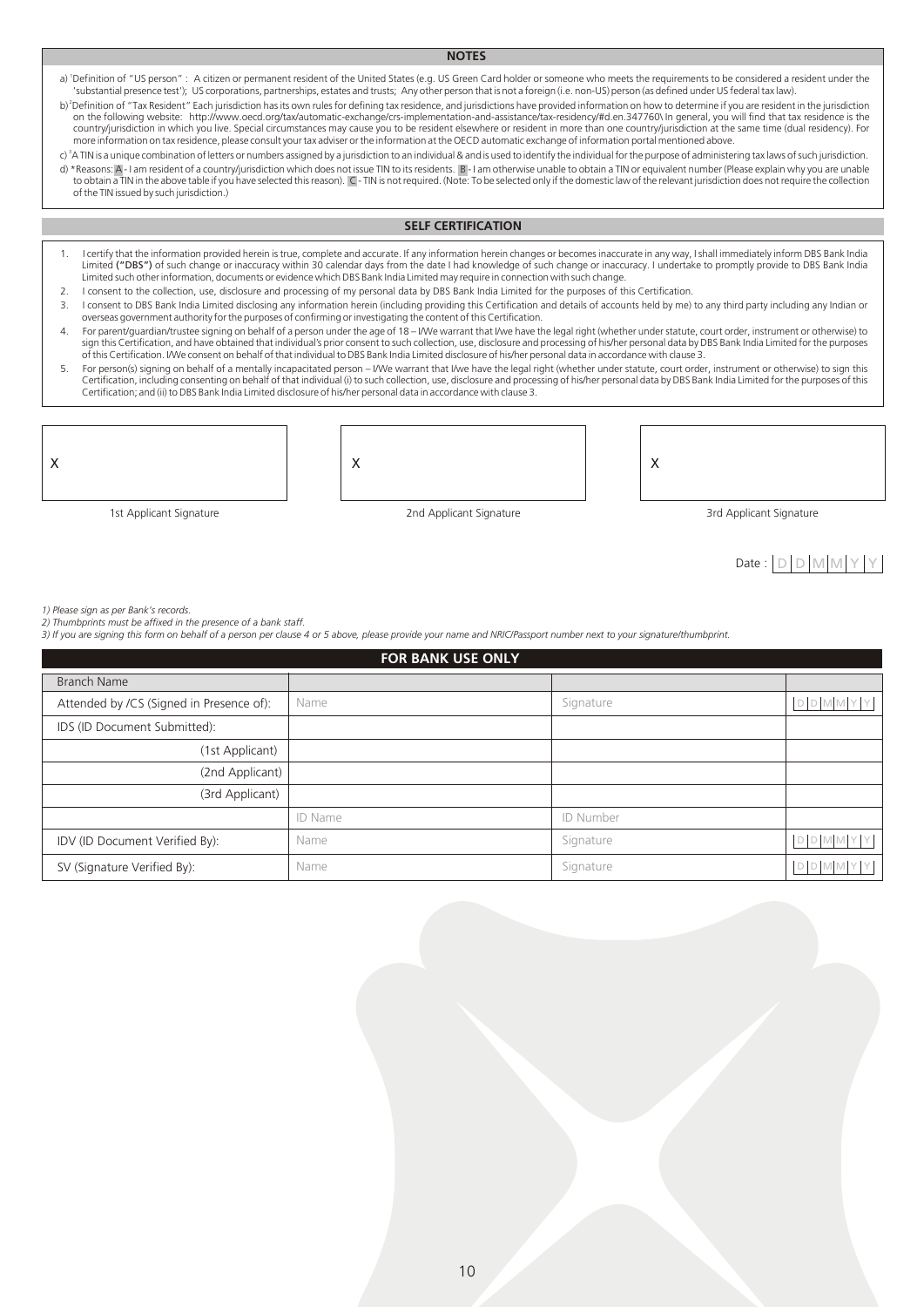## NOTES

a) [1]Definition of "US person" : A citizen or permanent resident of the United States (e.g. US Green Card holder or someone who meets the requirements to be considered a resident under the 'substantial presence test'); US corporations, partnerships, estates and trusts; Any other person that is not a foreign (i.e. non-US) person (as defined under US federal tax law).

b) [2]Definition of "Tax Resident" Each jurisdiction has its own rules for defining tax residence, and jurisdictions have provided information on how to determine if you are resident in the jurisdiction on the following website: http://www.oecd.org/tax/automatic-exchange/crs-implementation-and-assistance/tax-residency/#d.en.347760\ In general, you will find that tax residence is the country/jurisdiction in which you live. Special circumstances may cause you to be resident elsewhere or resident in more than one country/jurisdiction at the same time (dual residency). For more information on tax residence, please consult your tax adviser or the information at the OECD automatic exchange of information portal mentioned above.

c) [3]A TIN is a unique combination of letters or numbers assigned by a jurisdiction to an individual & and is used to identify the individual for the purpose of administering tax laws of such jurisdiction.

d) *Reasons: A - I am resident of a country/jurisdiction which does not issue TIN to its residents. B - I am otherwise unable to obtain a TIN or equivalent number (Please explain why you are unable to obtain a TIN in the above table if you have selected this reason). C - TIN is not required. (Note: To be selected only if the domestic law of the relevant jurisdiction does not require the collection of the TIN issued by such jurisdiction.)

## SELF CERTIFICATION

1. I certify that the information provided herein is true, complete and accurate. If any information herein changes or becomes inaccurate in any way, I shall immediately inform DBS Bank India Limited **("DBS")** of such change or inaccuracy within 30 calendar days from the date I had knowledge of such change or inaccuracy. I undertake to promptly provide to DBS Bank India Limited such other information, documents or evidence which DBS Bank India Limited may require in connection with such change.
2. I consent to the collection, use, disclosure and processing of my personal data by DBS Bank India Limited for the purposes of this Certification.
3. I consent to DBS Bank India Limited disclosing any information herein (including providing this Certification and details of accounts held by me) to any third party including any Indian or overseas government authority for the purposes of confirming or investigating the content of this Certification.
4. For parent/guardian/trustee signing on behalf of a person under the age of 18 – I/We warrant that I/we have the legal right (whether under statute, court order, instrument or otherwise) to sign this Certification, and have obtained that individual's prior consent to such collection, use, disclosure and processing of his/her personal data by DBS Bank India Limited for the purposes of this Certification. I/We consent on behalf of that individual to DBS Bank India Limited disclosure of his/her personal data in accordance with clause 3.
5. For person(s) signing on behalf of a mentally incapacitated person – I/We warrant that I/we have the legal right (whether under statute, court order, instrument or otherwise) to sign this Certification, including consenting on behalf of that individual (i) to such collection, use, disclosure and processing of his/her personal data by DBS Bank India Limited for the purposes of this Certification; and (ii) to DBS Bank India Limited disclosure of his/her personal data in accordance with clause 3.

| X | X | X |
|---|---|---|
| 1st Applicant Signature | 2nd Applicant Signature | 3rd Applicant Signature |

Date : D D M M Y Y

*1) Please sign as per Bank's records.*
*2) Thumbprints must be affixed in the presence of a bank staff.*
*3) If you are signing this form on behalf of a person per clause 4 or 5 above, please provide your name and NRIC/Passport number next to your signature/thumbprint.*

| FOR BANK USE ONLY | | | |
|---|---|---|---|
| Branch Name | | | |
| Attended by /CS (Signed in Presence of): | Name | Signature | D D M M Y Y |
| IDS (ID Document Submitted): | | | |
| (1st Applicant) | | | |
| (2nd Applicant) | | | |
| (3rd Applicant) | | | |
| | ID Name | ID Number | |
| IDV (ID Document Verified By): | Name | Signature | D D M M Y Y |
| SV (Signature Verified By): | Name | Signature | D D M M Y Y |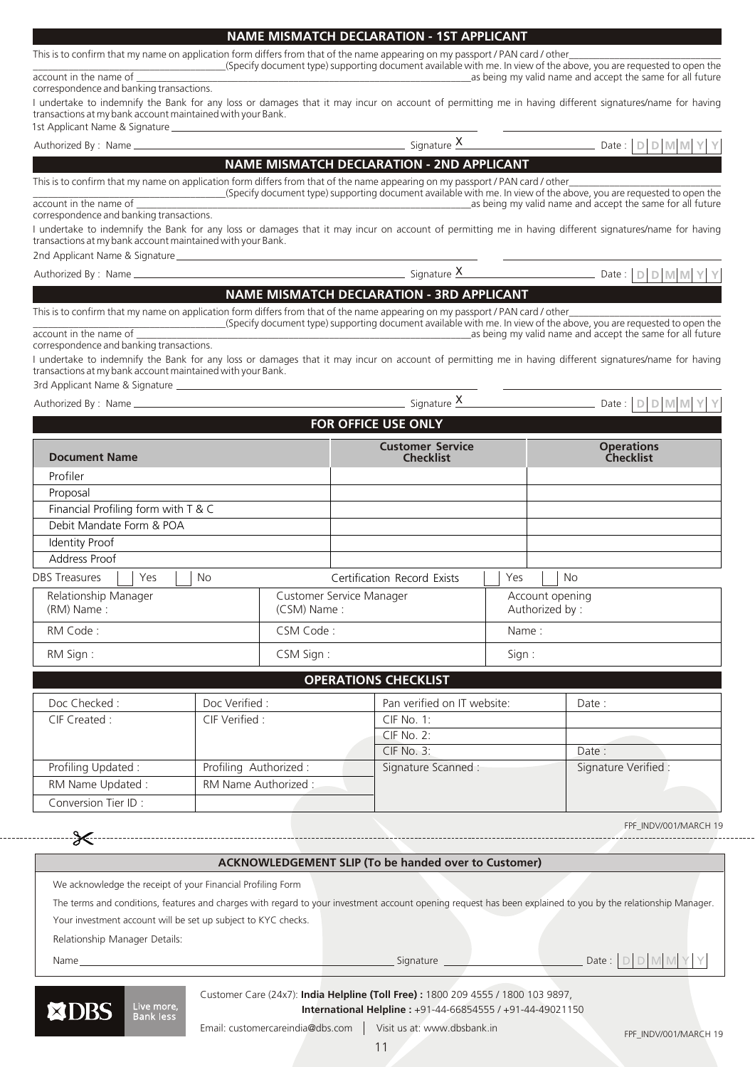## NAME MISMATCH DECLARATION - 1ST APPLICANT

This is to confirm that my name on application form differs from that of the name appearing on my passport / PAN card / other\_\_\_\_\_\_\_\_\_\_\_\_\_\_\_\_\_\_\_\_\_\_\_\_\_\_\_\_\_\_ (Specify document type) supporting document available with me. In view of the above, you are requested to open the account in the name of \_\_\_\_\_\_\_\_\_\_\_\_\_\_\_\_\_\_\_\_\_\_\_\_\_\_\_\_\_\_ as being my valid name and accept the same for all future correspondence and banking transactions.

I undertake to indemnify the Bank for any loss or damages that it may incur on account of permitting me in having different signatures/name for having transactions at my bank account maintained with your Bank.

1st Applicant Name & Signature \_\_\_\_\_\_\_\_\_\_\_\_\_\_\_\_\_\_\_\_\_\_\_\_\_\_\_\_\_\_

Authorized By : Name \_\_\_\_\_\_\_\_\_\_\_\_\_\_\_\_\_\_\_\_ Signature X \_\_\_\_\_\_\_\_\_\_\_\_\_\_\_\_ Date : D D M M Y Y

## NAME MISMATCH DECLARATION - 2ND APPLICANT

This is to confirm that my name on application form differs from that of the name appearing on my passport / PAN card / other\_\_\_\_\_\_\_\_\_\_\_\_\_\_\_\_\_\_\_\_\_\_\_\_\_\_\_\_\_\_ (Specify document type) supporting document available with me. In view of the above, you are requested to open the account in the name of \_\_\_\_\_\_\_\_\_\_\_\_\_\_\_\_\_\_\_\_\_\_\_\_\_\_\_\_\_\_ as being my valid name and accept the same for all future correspondence and banking transactions.

I undertake to indemnify the Bank for any loss or damages that it may incur on account of permitting me in having different signatures/name for having transactions at my bank account maintained with your Bank.

2nd Applicant Name & Signature \_\_\_\_\_\_\_\_\_\_\_\_\_\_\_\_\_\_\_\_\_\_\_\_\_\_\_\_\_\_

Authorized By : Name \_\_\_\_\_\_\_\_\_\_\_\_\_\_\_\_\_\_\_\_ Signature X \_\_\_\_\_\_\_\_\_\_\_\_\_\_\_\_ Date : D D M M Y Y

## NAME MISMATCH DECLARATION - 3RD APPLICANT

This is to confirm that my name on application form differs from that of the name appearing on my passport / PAN card / other\_\_\_\_\_\_\_\_\_\_\_\_\_\_\_\_\_\_\_\_\_\_\_\_\_\_\_\_\_\_ (Specify document type) supporting document available with me. In view of the above, you are requested to open the account in the name of \_\_\_\_\_\_\_\_\_\_\_\_\_\_\_\_\_\_\_\_\_\_\_\_\_\_\_\_\_\_ as being my valid name and accept the same for all future correspondence and banking transactions.

I undertake to indemnify the Bank for any loss or damages that it may incur on account of permitting me in having different signatures/name for having transactions at my bank account maintained with your Bank.

3rd Applicant Name & Signature \_\_\_\_\_\_\_\_\_\_\_\_\_\_\_\_\_\_\_\_\_\_\_\_\_\_\_\_\_\_

Authorized By : Name \_\_\_\_\_\_\_\_\_\_\_\_\_\_\_\_\_\_\_\_ Signature X \_\_\_\_\_\_\_\_\_\_\_\_\_\_\_\_ Date : D D M M Y Y

## FOR OFFICE USE ONLY

| Document Name | Customer Service Checklist | Operations Checklist |
|---|---|---|
| Profiler | | |
| Proposal | | |
| Financial Profiling form with T & C | | |
| Debit Mandate Form & POA | | |
| Identity Proof | | |
| Address Proof | | |

DBS Treasures ☐ Yes ☐ No     Certification Record Exists ☐ Yes ☐ No

| | | |
|---|---|---|
| Relationship Manager (RM) Name : | Customer Service Manager (CSM) Name : | Account opening Authorized by : |
| RM Code : | CSM Code : | Name : |
| RM Sign : | CSM Sign : | Sign : |

## OPERATIONS CHECKLIST

| | | | |
|---|---|---|---|
| Doc Checked : | Doc Verified : | Pan verified on IT website: | Date : |
| CIF Created : | CIF Verified : | CIF No. 1: | |
| | | CIF No. 2: | |
| | | CIF No. 3: | Date : |
| Profiling Updated : | Profiling Authorized : | Signature Scanned : | Signature Verified : |
| RM Name Updated : | RM Name Authorized : | | |
| Conversion Tier ID : | | | |

FPF_INDV/001/MARCH 19

---

## ACKNOWLEDGEMENT SLIP (To be handed over to Customer)

We acknowledge the receipt of your Financial Profiling Form

The terms and conditions, features and charges with regard to your investment account opening request has been explained to you by the relationship Manager.

Your investment account will be set up subject to KYC checks.

Relationship Manager Details:

Name \_\_\_\_\_\_\_\_\_\_\_\_\_\_\_\_\_\_\_\_ Signature \_\_\_\_\_\_\_\_\_\_\_\_\_\_\_\_ Date : D D M M Y Y

DBS Live more, Bank less

Customer Care (24x7): **India Helpline (Toll Free) :** 1800 209 4555 / 1800 103 9897,
**International Helpline :** +91-44-66854555 / +91-44-49021150

Email: customercareindia@dbs.com | Visit us at: www.dbsbank.in

FPF_INDV/001/MARCH 19